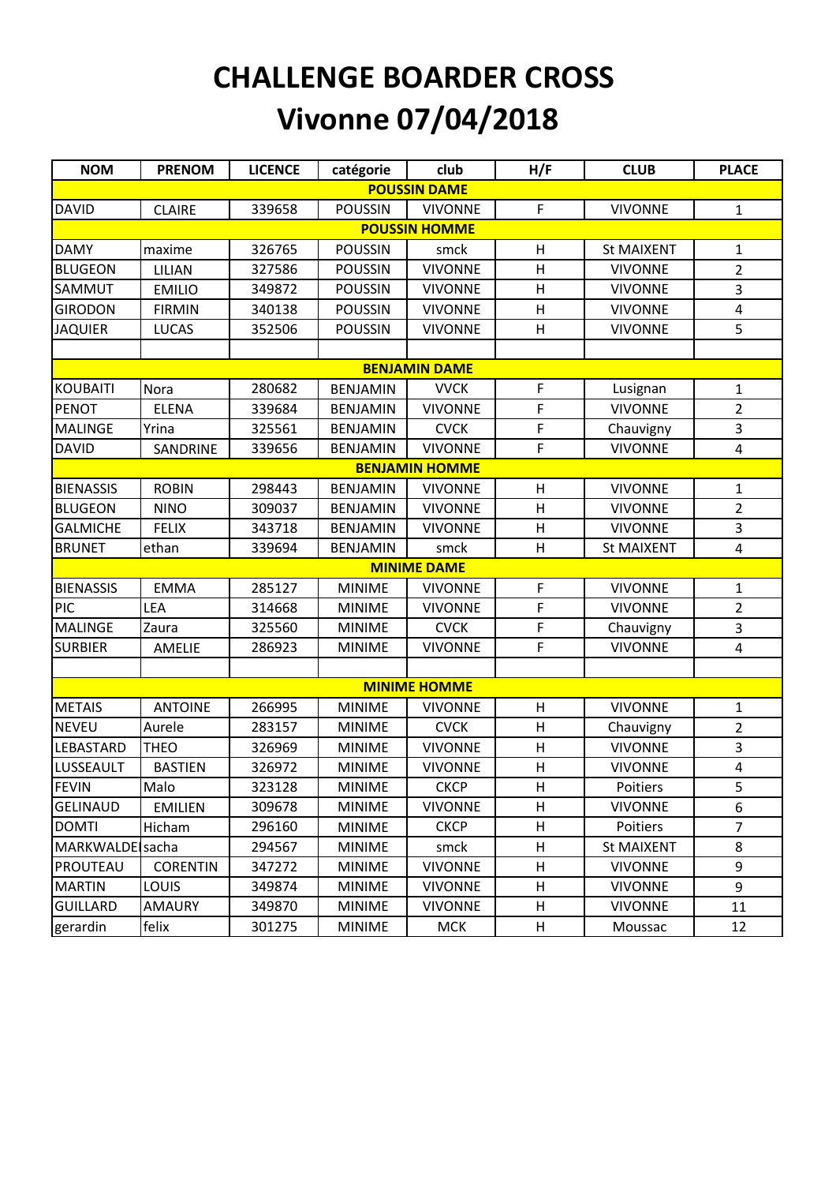# CHALLENGE BOARDER CROSS
# Vivonne 07/04/2018

| NOM | PRENOM | LICENCE | catégorie | club | H/F | CLUB | PLACE |
|---|---|---|---|---|---|---|---|
| **POUSSIN DAME** | | | | | | | |
| DAVID | CLAIRE | 339658 | POUSSIN | VIVONNE | F | VIVONNE | 1 |
| **POUSSIN HOMME** | | | | | | | |
| DAMY | maxime | 326765 | POUSSIN | smck | H | St MAIXENT | 1 |
| BLUGEON | LILIAN | 327586 | POUSSIN | VIVONNE | H | VIVONNE | 2 |
| SAMMUT | EMILIO | 349872 | POUSSIN | VIVONNE | H | VIVONNE | 3 |
| GIRODON | FIRMIN | 340138 | POUSSIN | VIVONNE | H | VIVONNE | 4 |
| JAQUIER | LUCAS | 352506 | POUSSIN | VIVONNE | H | VIVONNE | 5 |
| | | | | | | | |
| **BENJAMIN DAME** | | | | | | | |
| KOUBAITI | Nora | 280682 | BENJAMIN | VVCK | F | Lusignan | 1 |
| PENOT | ELENA | 339684 | BENJAMIN | VIVONNE | F | VIVONNE | 2 |
| MALINGE | Yrina | 325561 | BENJAMIN | CVCK | F | Chauvigny | 3 |
| DAVID | SANDRINE | 339656 | BENJAMIN | VIVONNE | F | VIVONNE | 4 |
| **BENJAMIN HOMME** | | | | | | | |
| BIENASSIS | ROBIN | 298443 | BENJAMIN | VIVONNE | H | VIVONNE | 1 |
| BLUGEON | NINO | 309037 | BENJAMIN | VIVONNE | H | VIVONNE | 2 |
| GALMICHE | FELIX | 343718 | BENJAMIN | VIVONNE | H | VIVONNE | 3 |
| BRUNET | ethan | 339694 | BENJAMIN | smck | H | St MAIXENT | 4 |
| **MINIME DAME** | | | | | | | |
| BIENASSIS | EMMA | 285127 | MINIME | VIVONNE | F | VIVONNE | 1 |
| PIC | LEA | 314668 | MINIME | VIVONNE | F | VIVONNE | 2 |
| MALINGE | Zaura | 325560 | MINIME | CVCK | F | Chauvigny | 3 |
| SURBIER | AMELIE | 286923 | MINIME | VIVONNE | F | VIVONNE | 4 |
| | | | | | | | |
| **MINIME HOMME** | | | | | | | |
| METAIS | ANTOINE | 266995 | MINIME | VIVONNE | H | VIVONNE | 1 |
| NEVEU | Aurele | 283157 | MINIME | CVCK | H | Chauvigny | 2 |
| LEBASTARD | THEO | 326969 | MINIME | VIVONNE | H | VIVONNE | 3 |
| LUSSEAULT | BASTIEN | 326972 | MINIME | VIVONNE | H | VIVONNE | 4 |
| FEVIN | Malo | 323128 | MINIME | CKCP | H | Poitiers | 5 |
| GELINAUD | EMILIEN | 309678 | MINIME | VIVONNE | H | VIVONNE | 6 |
| DOMTI | Hicham | 296160 | MINIME | CKCP | H | Poitiers | 7 |
| MARKWALDE | sacha | 294567 | MINIME | smck | H | St MAIXENT | 8 |
| PROUTEAU | CORENTIN | 347272 | MINIME | VIVONNE | H | VIVONNE | 9 |
| MARTIN | LOUIS | 349874 | MINIME | VIVONNE | H | VIVONNE | 9 |
| GUILLARD | AMAURY | 349870 | MINIME | VIVONNE | H | VIVONNE | 11 |
| gerardin | felix | 301275 | MINIME | MCK | H | Moussac | 12 |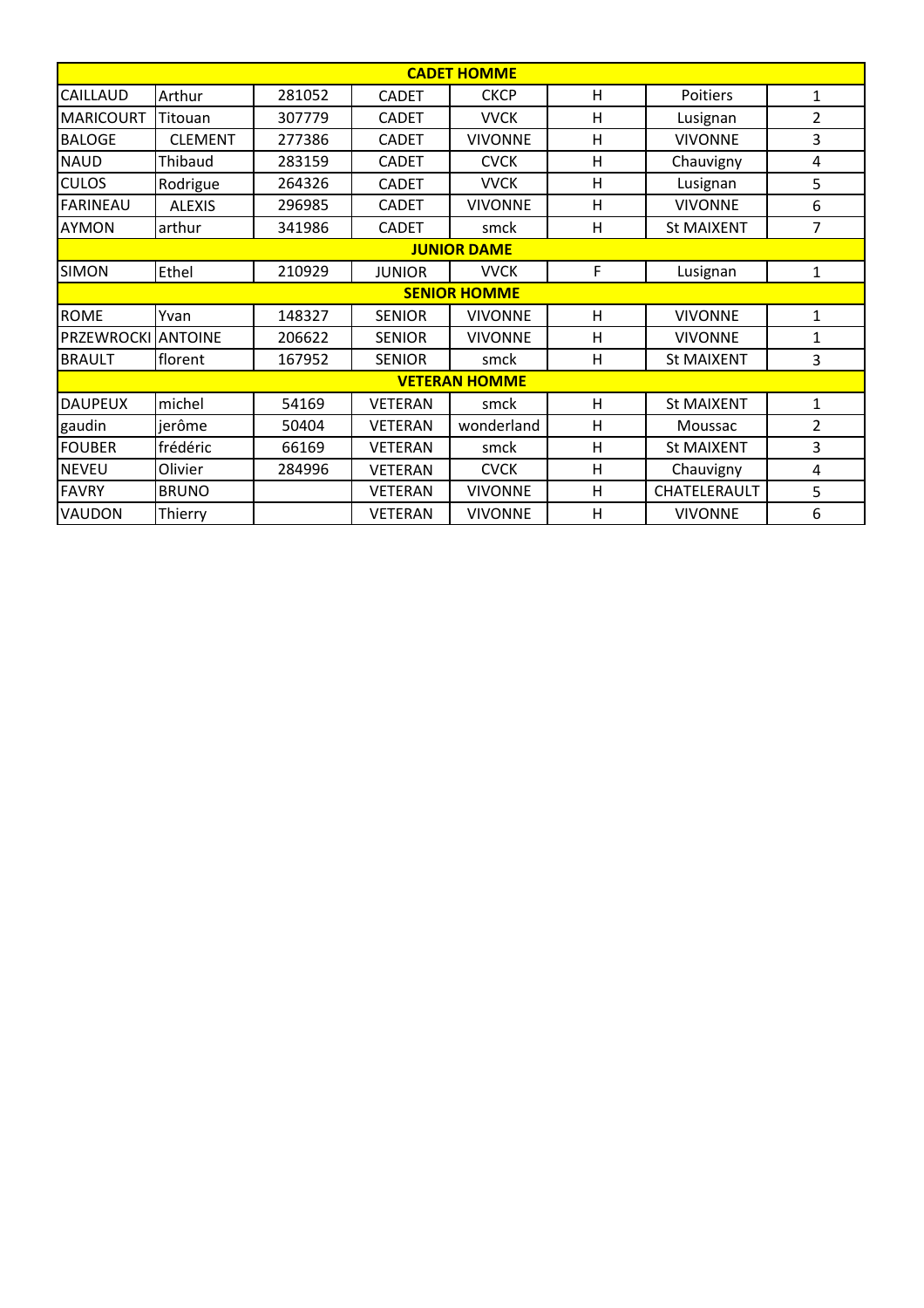| | | | | | | | |
|---|---|---|---|---|---|---|---|
| **CADET HOMME** | | | | | | | |
| CAILLAUD | Arthur | 281052 | CADET | CKCP | H | Poitiers | 1 |
| MARICOURT | Titouan | 307779 | CADET | VVCK | H | Lusignan | 2 |
| BALOGE | CLEMENT | 277386 | CADET | VIVONNE | H | VIVONNE | 3 |
| NAUD | Thibaud | 283159 | CADET | CVCK | H | Chauvigny | 4 |
| CULOS | Rodrigue | 264326 | CADET | VVCK | H | Lusignan | 5 |
| FARINEAU | ALEXIS | 296985 | CADET | VIVONNE | H | VIVONNE | 6 |
| AYMON | arthur | 341986 | CADET | smck | H | St MAIXENT | 7 |
| **JUNIOR DAME** | | | | | | | |
| SIMON | Ethel | 210929 | JUNIOR | VVCK | F | Lusignan | 1 |
| **SENIOR HOMME** | | | | | | | |
| ROME | Yvan | 148327 | SENIOR | VIVONNE | H | VIVONNE | 1 |
| PRZEWROCKI | ANTOINE | 206622 | SENIOR | VIVONNE | H | VIVONNE | 1 |
| BRAULT | florent | 167952 | SENIOR | smck | H | St MAIXENT | 3 |
| **VETERAN HOMME** | | | | | | | |
| DAUPEUX | michel | 54169 | VETERAN | smck | H | St MAIXENT | 1 |
| gaudin | jerôme | 50404 | VETERAN | wonderland | H | Moussac | 2 |
| FOUBER | frédéric | 66169 | VETERAN | smck | H | St MAIXENT | 3 |
| NEVEU | Olivier | 284996 | VETERAN | CVCK | H | Chauvigny | 4 |
| FAVRY | BRUNO | | VETERAN | VIVONNE | H | CHATELERAULT | 5 |
| VAUDON | Thierry | | VETERAN | VIVONNE | H | VIVONNE | 6 |